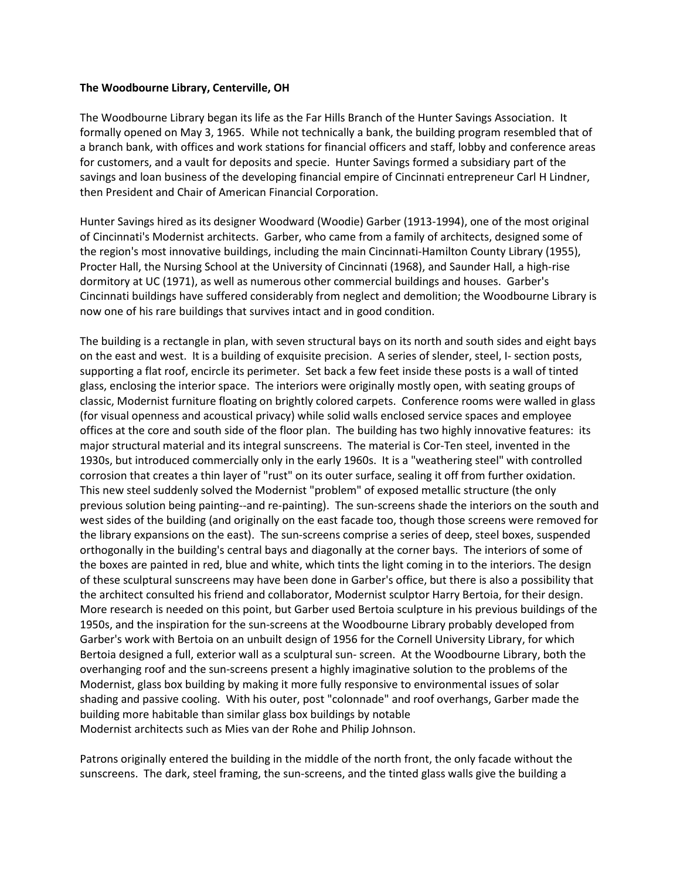**The Woodbourne Library, Centerville, OH**

The Woodbourne Library began its life as the Far Hills Branch of the Hunter Savings Association. It formally opened on May 3, 1965. While not technically a bank, the building program resembled that of a branch bank, with offices and work stations for financial officers and staff, lobby and conference areas for customers, and a vault for deposits and specie. Hunter Savings formed a subsidiary part of the savings and loan business of the developing financial empire of Cincinnati entrepreneur Carl H Lindner, then President and Chair of American Financial Corporation.

Hunter Savings hired as its designer Woodward (Woodie) Garber (1913-1994), one of the most original of Cincinnati's Modernist architects. Garber, who came from a family of architects, designed some of the region's most innovative buildings, including the main Cincinnati-Hamilton County Library (1955), Procter Hall, the Nursing School at the University of Cincinnati (1968), and Saunder Hall, a high-rise dormitory at UC (1971), as well as numerous other commercial buildings and houses. Garber's Cincinnati buildings have suffered considerably from neglect and demolition; the Woodbourne Library is now one of his rare buildings that survives intact and in good condition.

The building is a rectangle in plan, with seven structural bays on its north and south sides and eight bays on the east and west. It is a building of exquisite precision. A series of slender, steel, I- section posts, supporting a flat roof, encircle its perimeter. Set back a few feet inside these posts is a wall of tinted glass, enclosing the interior space. The interiors were originally mostly open, with seating groups of classic, Modernist furniture floating on brightly colored carpets. Conference rooms were walled in glass (for visual openness and acoustical privacy) while solid walls enclosed service spaces and employee offices at the core and south side of the floor plan. The building has two highly innovative features: its major structural material and its integral sunscreens. The material is Cor-Ten steel, invented in the 1930s, but introduced commercially only in the early 1960s. It is a "weathering steel" with controlled corrosion that creates a thin layer of "rust" on its outer surface, sealing it off from further oxidation. This new steel suddenly solved the Modernist "problem" of exposed metallic structure (the only previous solution being painting--and re-painting). The sun-screens shade the interiors on the south and west sides of the building (and originally on the east facade too, though those screens were removed for the library expansions on the east). The sun-screens comprise a series of deep, steel boxes, suspended orthogonally in the building's central bays and diagonally at the corner bays. The interiors of some of the boxes are painted in red, blue and white, which tints the light coming in to the interiors. The design of these sculptural sunscreens may have been done in Garber's office, but there is also a possibility that the architect consulted his friend and collaborator, Modernist sculptor Harry Bertoia, for their design. More research is needed on this point, but Garber used Bertoia sculpture in his previous buildings of the 1950s, and the inspiration for the sun-screens at the Woodbourne Library probably developed from Garber's work with Bertoia on an unbuilt design of 1956 for the Cornell University Library, for which Bertoia designed a full, exterior wall as a sculptural sun- screen. At the Woodbourne Library, both the overhanging roof and the sun-screens present a highly imaginative solution to the problems of the Modernist, glass box building by making it more fully responsive to environmental issues of solar shading and passive cooling. With his outer, post "colonnade" and roof overhangs, Garber made the building more habitable than similar glass box buildings by notable Modernist architects such as Mies van der Rohe and Philip Johnson.

Patrons originally entered the building in the middle of the north front, the only facade without the sunscreens. The dark, steel framing, the sun-screens, and the tinted glass walls give the building a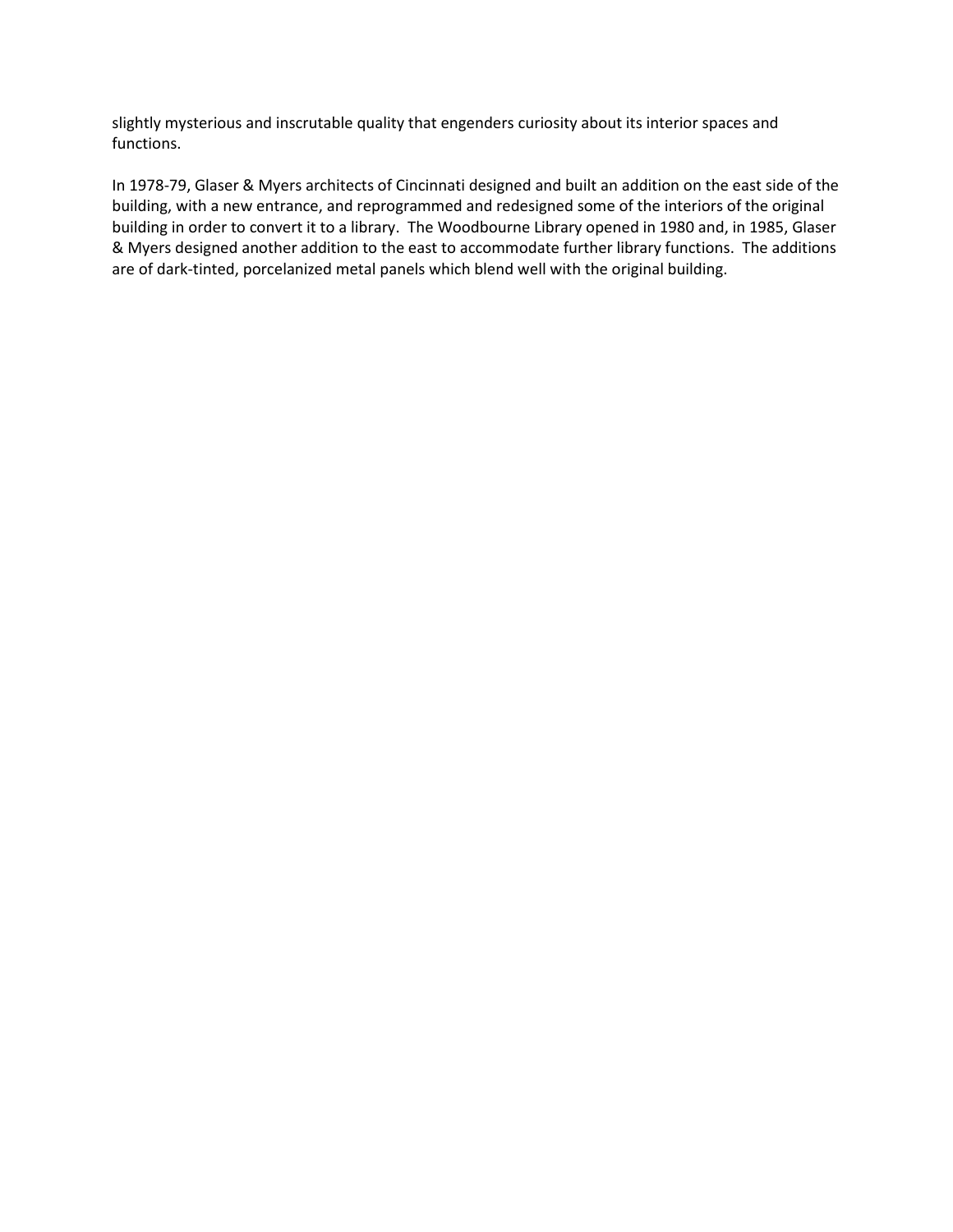slightly mysterious and inscrutable quality that engenders curiosity about its interior spaces and functions.

In 1978-79, Glaser & Myers architects of Cincinnati designed and built an addition on the east side of the building, with a new entrance, and reprogrammed and redesigned some of the interiors of the original building in order to convert it to a library. The Woodbourne Library opened in 1980 and, in 1985, Glaser & Myers designed another addition to the east to accommodate further library functions. The additions are of dark-tinted, porcelanized metal panels which blend well with the original building.